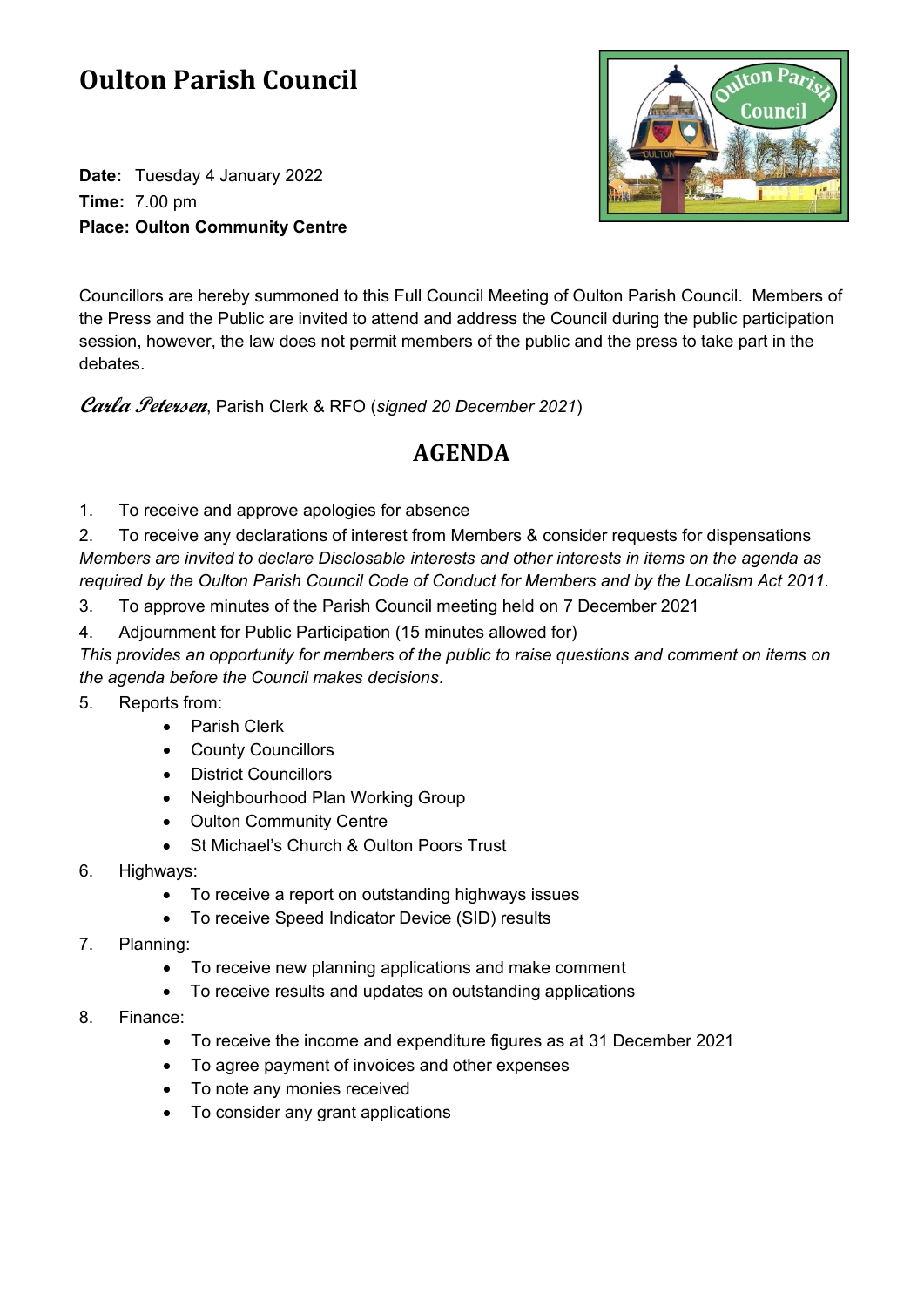# Oulton Parish Council

**Date:** Tuesday 4 January 2022
**Time:** 7.00 pm
**Place: Oulton Community Centre**

Councillors are hereby summoned to this Full Council Meeting of Oulton Parish Council. Members of the Press and the Public are invited to attend and address the Council during the public participation session, however, the law does not permit members of the public and the press to take part in the debates.

*Carla Petersen*, Parish Clerk & RFO (*signed 20 December 2021*)

## AGENDA

1. To receive and approve apologies for absence
2. To receive any declarations of interest from Members & consider requests for dispensations

*Members are invited to declare Disclosable interests and other interests in items on the agenda as required by the Oulton Parish Council Code of Conduct for Members and by the Localism Act 2011.*

3. To approve minutes of the Parish Council meeting held on 7 December 2021
4. Adjournment for Public Participation (15 minutes allowed for)

*This provides an opportunity for members of the public to raise questions and comment on items on the agenda before the Council makes decisions.*

5. Reports from:
   - Parish Clerk
   - County Councillors
   - District Councillors
   - Neighbourhood Plan Working Group
   - Oulton Community Centre
   - St Michael's Church & Oulton Poors Trust
6. Highways:
   - To receive a report on outstanding highways issues
   - To receive Speed Indicator Device (SID) results
7. Planning:
   - To receive new planning applications and make comment
   - To receive results and updates on outstanding applications
8. Finance:
   - To receive the income and expenditure figures as at 31 December 2021
   - To agree payment of invoices and other expenses
   - To note any monies received
   - To consider any grant applications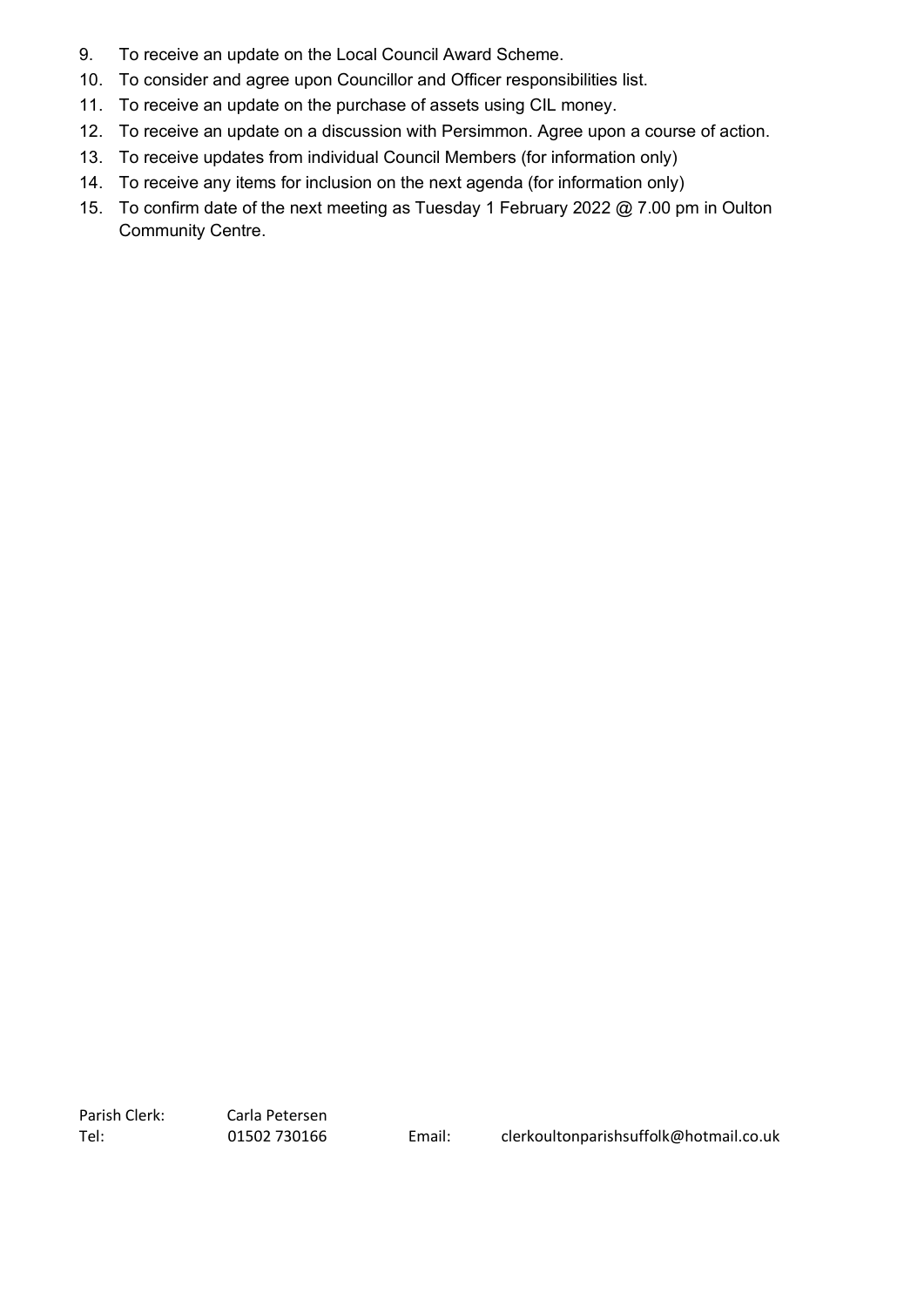9. To receive an update on the Local Council Award Scheme.
10. To consider and agree upon Councillor and Officer responsibilities list.
11. To receive an update on the purchase of assets using CIL money.
12. To receive an update on a discussion with Persimmon. Agree upon a course of action.
13. To receive updates from individual Council Members (for information only)
14. To receive any items for inclusion on the next agenda (for information only)
15. To confirm date of the next meeting as Tuesday 1 February 2022 @ 7.00 pm in Oulton Community Centre.

Parish Clerk: Carla Petersen
Tel: 01502 730166 Email: clerkoultonparishsuffolk@hotmail.co.uk